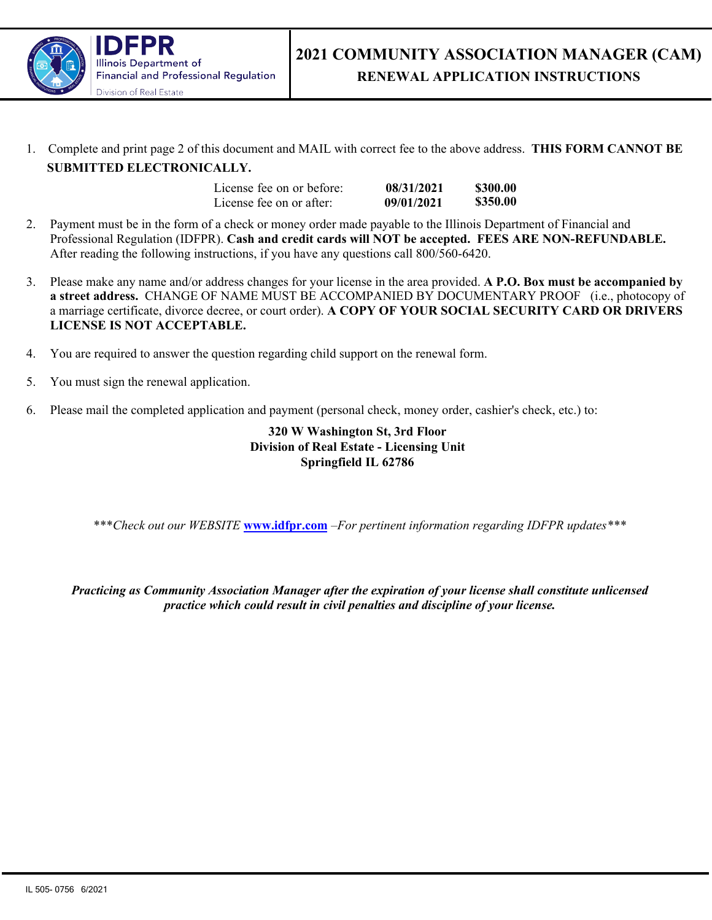IDFPR
Illinois Department of Financial and Professional Regulation
Division of Real Estate

# 2021 COMMUNITY ASSOCIATION MANAGER (CAM)

## RENEWAL APPLICATION INSTRUCTIONS

1. Complete and print page 2 of this document and MAIL with correct fee to the above address. **THIS FORM CANNOT BE SUBMITTED ELECTRONICALLY.**

   | | | |
   |---|---|---|
   | License fee on or before: | **08/31/2021** | **$300.00** |
   | License fee on or after: | **09/01/2021** | **$350.00** |

2. Payment must be in the form of a check or money order made payable to the Illinois Department of Financial and Professional Regulation (IDFPR). **Cash and credit cards will NOT be accepted. FEES ARE NON-REFUNDABLE.** After reading the following instructions, if you have any questions call 800/560-6420.

3. Please make any name and/or address changes for your license in the area provided. **A P.O. Box must be accompanied by a street address.** CHANGE OF NAME MUST BE ACCOMPANIED BY DOCUMENTARY PROOF (i.e., photocopy of a marriage certificate, divorce decree, or court order). **A COPY OF YOUR SOCIAL SECURITY CARD OR DRIVERS LICENSE IS NOT ACCEPTABLE.**

4. You are required to answer the question regarding child support on the renewal form.

5. You must sign the renewal application.

6. Please mail the completed application and payment (personal check, money order, cashier's check, etc.) to:

   **320 W Washington St, 3rd Floor**
   **Division of Real Estate - Licensing Unit**
   **Springfield IL 62786**

****\*Check out our WEBSITE [www.idfpr.com](www.idfpr.com) –For pertinent information regarding IDFPR updates\*\*\**

***Practicing as Community Association Manager after the expiration of your license shall constitute unlicensed practice which could result in civil penalties and discipline of your license.***

IL 505- 0756 6/2021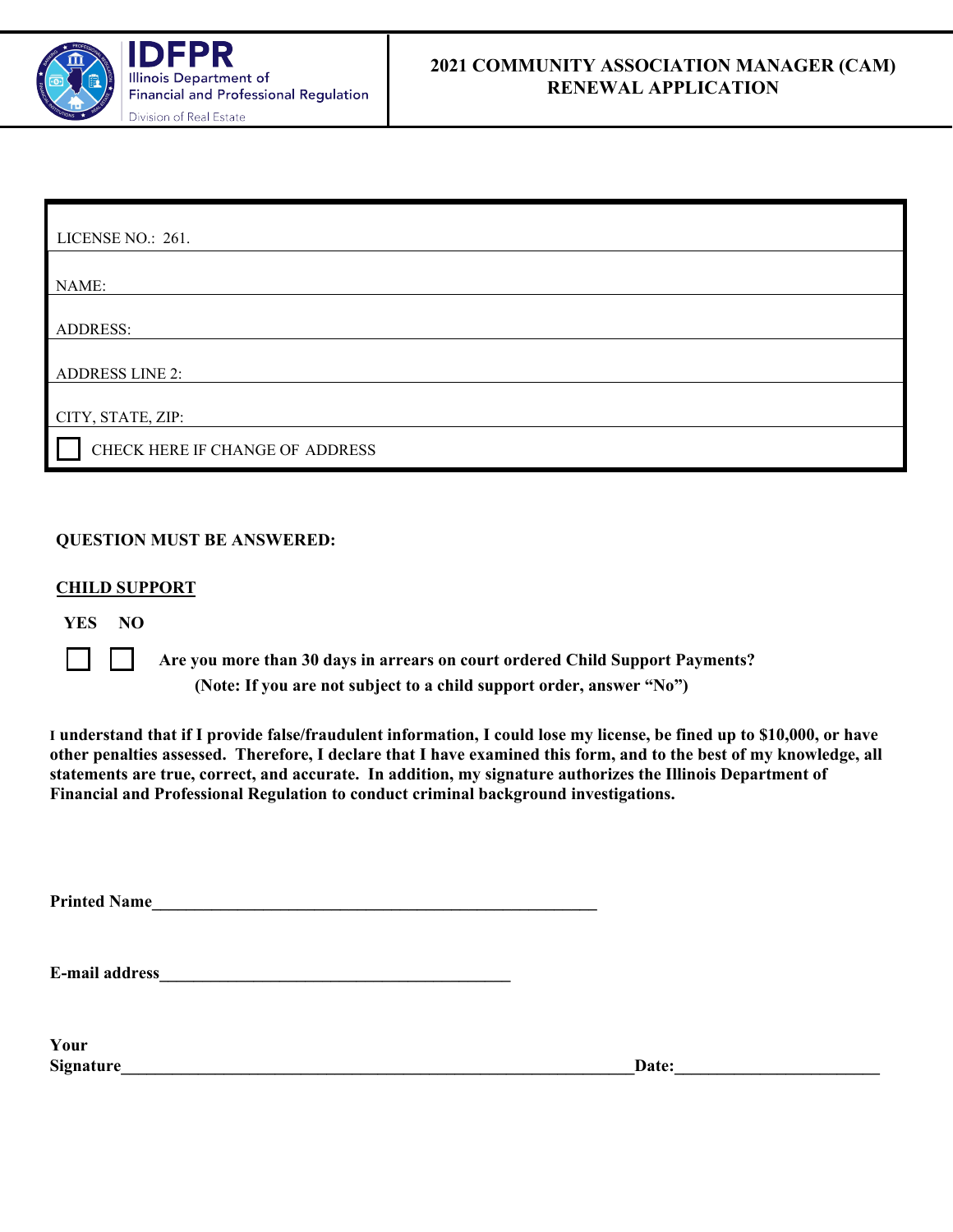IDFPR
Illinois Department of Financial and Professional Regulation
Division of Real Estate

# 2021 COMMUNITY ASSOCIATION MANAGER (CAM) RENEWAL APPLICATION

LICENSE NO.: 261.

NAME:

ADDRESS:

ADDRESS LINE 2:

CITY, STATE, ZIP:

☐ CHECK HERE IF CHANGE OF ADDRESS

**QUESTION MUST BE ANSWERED:**

**CHILD SUPPORT**

| YES | NO | |
|---|---|---|
| ☐ | ☐ | **Are you more than 30 days in arrears on court ordered Child Support Payments? (Note: If you are not subject to a child support order, answer "No")** |

**I understand that if I provide false/fraudulent information, I could lose my license, be fined up to $10,000, or have other penalties assessed. Therefore, I declare that I have examined this form, and to the best of my knowledge, all statements are true, correct, and accurate. In addition, my signature authorizes the Illinois Department of Financial and Professional Regulation to conduct criminal background investigations.**

**Printed Name**______________________________________________________

**E-mail address**__________________________________________

**Your Signature**_______________________________________________________________**Date:**________________________